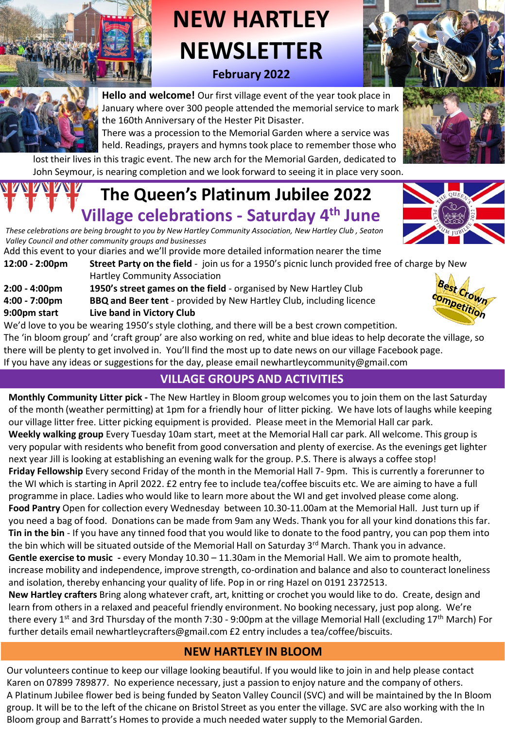# NEW HARTLEY NEWSLETTER

**February 2022**

**Hello and welcome!** Our first village event of the year took place in January where over 300 people attended the memorial service to mark the 160th Anniversary of the Hester Pit Disaster.
There was a procession to the Memorial Garden where a service was held. Readings, prayers and hymns took place to remember those who lost their lives in this tragic event. The new arch for the Memorial Garden, dedicated to John Seymour, is nearing completion and we look forward to seeing it in place very soon.

## The Queen's Platinum Jubilee 2022

## Village celebrations - Saturday 4th June

*These celebrations are being brought to you by New Hartley Community Association, New Hartley Club , Seaton Valley Council and other community groups and businesses*

Add this event to your diaries and we'll provide more detailed information nearer the time

| | |
|---|---|
| **12:00 - 2:00pm** | **Street Party on the field** - join us for a 1950's picnic lunch provided free of charge by New Hartley Community Association |
| **2:00 - 4:00pm** | **1950's street games on the field** - organised by New Hartley Club |
| **4:00 - 7:00pm** | **BBQ and Beer tent** - provided by New Hartley Club, including licence |
| **9:00pm start** | **Live band in Victory Club** |

Best Crown competition

We'd love to you be wearing 1950's style clothing, and there will be a best crown competition.
The 'in bloom group' and 'craft group' are also working on red, white and blue ideas to help decorate the village, so there will be plenty to get involved in. You'll find the most up to date news on our village Facebook page.
If you have any ideas or suggestions for the day, please email newhartleycommunity@gmail.com

## VILLAGE GROUPS AND ACTIVITIES

**Monthly Community Litter pick -** The New Hartley in Bloom group welcomes you to join them on the last Saturday of the month (weather permitting) at 1pm for a friendly hour of litter picking. We have lots of laughs while keeping our village litter free. Litter picking equipment is provided. Please meet in the Memorial Hall car park.

**Weekly walking group** Every Tuesday 10am start, meet at the Memorial Hall car park. All welcome. This group is very popular with residents who benefit from good conversation and plenty of exercise. As the evenings get lighter next year Jill is looking at establishing an evening walk for the group. P.S. There is always a coffee stop!

**Friday Fellowship** Every second Friday of the month in the Memorial Hall 7- 9pm. This is currently a forerunner to the WI which is starting in April 2022. £2 entry fee to include tea/coffee biscuits etc. We are aiming to have a full programme in place. Ladies who would like to learn more about the WI and get involved please come along.

**Food Pantry** Open for collection every Wednesday between 10.30-11.00am at the Memorial Hall. Just turn up if you need a bag of food. Donations can be made from 9am any Weds. Thank you for all your kind donations this far.

**Tin in the bin** - If you have any tinned food that you would like to donate to the food pantry, you can pop them into the bin which will be situated outside of the Memorial Hall on Saturday 3rd March. Thank you in advance.

**Gentle exercise to music -** every Monday 10.30 – 11.30am in the Memorial Hall. We aim to promote health, increase mobility and independence, improve strength, co-ordination and balance and also to counteract loneliness and isolation, thereby enhancing your quality of life. Pop in or ring Hazel on 0191 2372513.

**New Hartley crafters** Bring along whatever craft, art, knitting or crochet you would like to do. Create, design and learn from others in a relaxed and peaceful friendly environment. No booking necessary, just pop along. We're there every 1st and 3rd Thursday of the month 7:30 - 9:00pm at the village Memorial Hall (excluding 17th March) For further details email newhartleycrafters@gmail.com £2 entry includes a tea/coffee/biscuits.

## NEW HARTLEY IN BLOOM

Our volunteers continue to keep our village looking beautiful. If you would like to join in and help please contact Karen on 07899 789877. No experience necessary, just a passion to enjoy nature and the company of others.
A Platinum Jubilee flower bed is being funded by Seaton Valley Council (SVC) and will be maintained by the In Bloom group. It will be to the left of the chicane on Bristol Street as you enter the village. SVC are also working with the In Bloom group and Barratt's Homes to provide a much needed water supply to the Memorial Garden.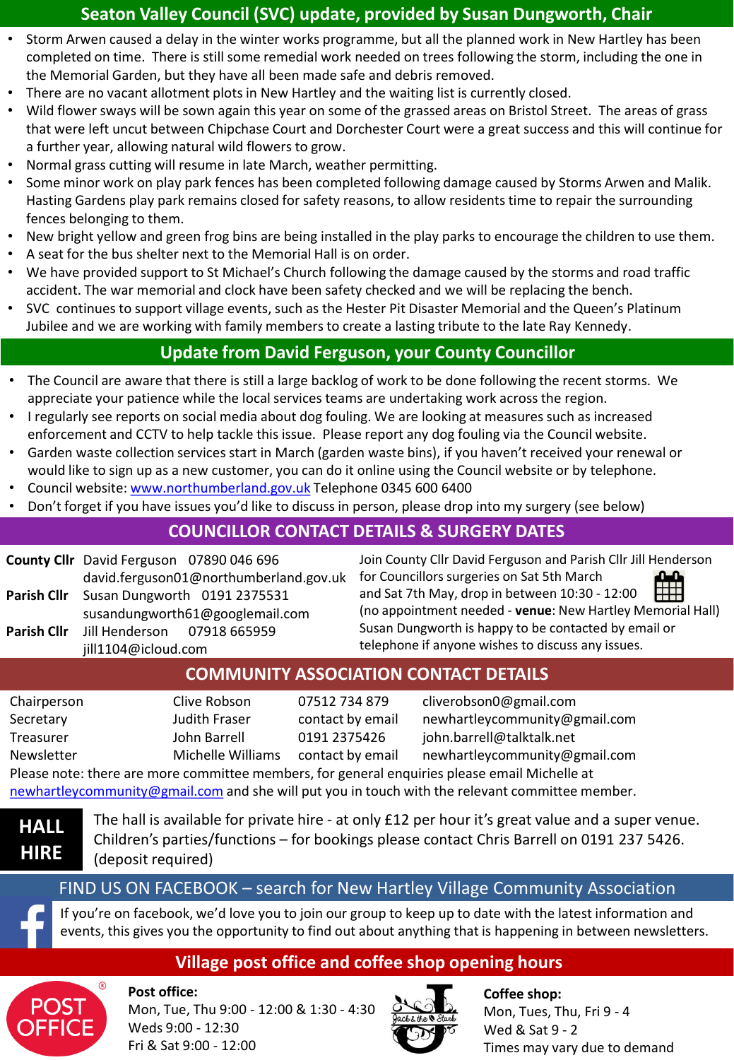## Seaton Valley Council (SVC) update, provided by Susan Dungworth, Chair

- Storm Arwen caused a delay in the winter works programme, but all the planned work in New Hartley has been completed on time. There is still some remedial work needed on trees following the storm, including the one in the Memorial Garden, but they have all been made safe and debris removed.
- There are no vacant allotment plots in New Hartley and the waiting list is currently closed.
- Wild flower sways will be sown again this year on some of the grassed areas on Bristol Street. The areas of grass that were left uncut between Chipchase Court and Dorchester Court were a great success and this will continue for a further year, allowing natural wild flowers to grow.
- Normal grass cutting will resume in late March, weather permitting.
- Some minor work on play park fences has been completed following damage caused by Storms Arwen and Malik. Hasting Gardens play park remains closed for safety reasons, to allow residents time to repair the surrounding fences belonging to them.
- New bright yellow and green frog bins are being installed in the play parks to encourage the children to use them.
- A seat for the bus shelter next to the Memorial Hall is on order.
- We have provided support to St Michael's Church following the damage caused by the storms and road traffic accident. The war memorial and clock have been safety checked and we will be replacing the bench.
- SVC continues to support village events, such as the Hester Pit Disaster Memorial and the Queen's Platinum Jubilee and we are working with family members to create a lasting tribute to the late Ray Kennedy.

## Update from David Ferguson, your County Councillor

- The Council are aware that there is still a large backlog of work to be done following the recent storms. We appreciate your patience while the local services teams are undertaking work across the region.
- I regularly see reports on social media about dog fouling. We are looking at measures such as increased enforcement and CCTV to help tackle this issue. Please report any dog fouling via the Council website.
- Garden waste collection services start in March (garden waste bins), if you haven't received your renewal or would like to sign up as a new customer, you can do it online using the Council website or by telephone.
- Council website: www.northumberland.gov.uk Telephone 0345 600 6400
- Don't forget if you have issues you'd like to discuss in person, please drop into my surgery (see below)

## COUNCILLOR CONTACT DETAILS & SURGERY DATES

**County Cllr** David Ferguson 07890 046 696
david.ferguson01@northumberland.gov.uk

**Parish Cllr** Susan Dungworth 0191 2375531
susandungworth61@googlemail.com

**Parish Cllr** Jill Henderson 07918 665959
jill1104@icloud.com

Join County Cllr David Ferguson and Parish Cllr Jill Henderson for Councillors surgeries on Sat 5th March and Sat 7th May, drop in between 10:30 - 12:00 (no appointment needed - **venue**: New Hartley Memorial Hall)

Susan Dungworth is happy to be contacted by email or telephone if anyone wishes to discuss any issues.

## COMMUNITY ASSOCIATION CONTACT DETAILS

| | | | |
|---|---|---|---|
| Chairperson | Clive Robson | 07512 734 879 | cliverobson0@gmail.com |
| Secretary | Judith Fraser | contact by email | newhartleycommunity@gmail.com |
| Treasurer | John Barrell | 0191 2375426 | john.barrell@talktalk.net |
| Newsletter | Michelle Williams | contact by email | newhartleycommunity@gmail.com |

Please note: there are more committee members, for general enquiries please email Michelle at newhartleycommunity@gmail.com and she will put you in touch with the relevant committee member.

**HALL HIRE**

The hall is available for private hire - at only £12 per hour it's great value and a super venue. Children's parties/functions – for bookings please contact Chris Barrell on 0191 237 5426. (deposit required)

## FIND US ON FACEBOOK – search for New Hartley Village Community Association

If you're on facebook, we'd love you to join our group to keep up to date with the latest information and events, this gives you the opportunity to find out about anything that is happening in between newsletters.

## Village post office and coffee shop opening hours

**Post office:**
Mon, Tue, Thu 9:00 - 12:00 & 1:30 - 4:30
Weds 9:00 - 12:30
Fri & Sat 9:00 - 12:00

**Coffee shop:**
Mon, Tues, Thu, Fri 9 - 4
Wed & Sat 9 - 2
Times may vary due to demand